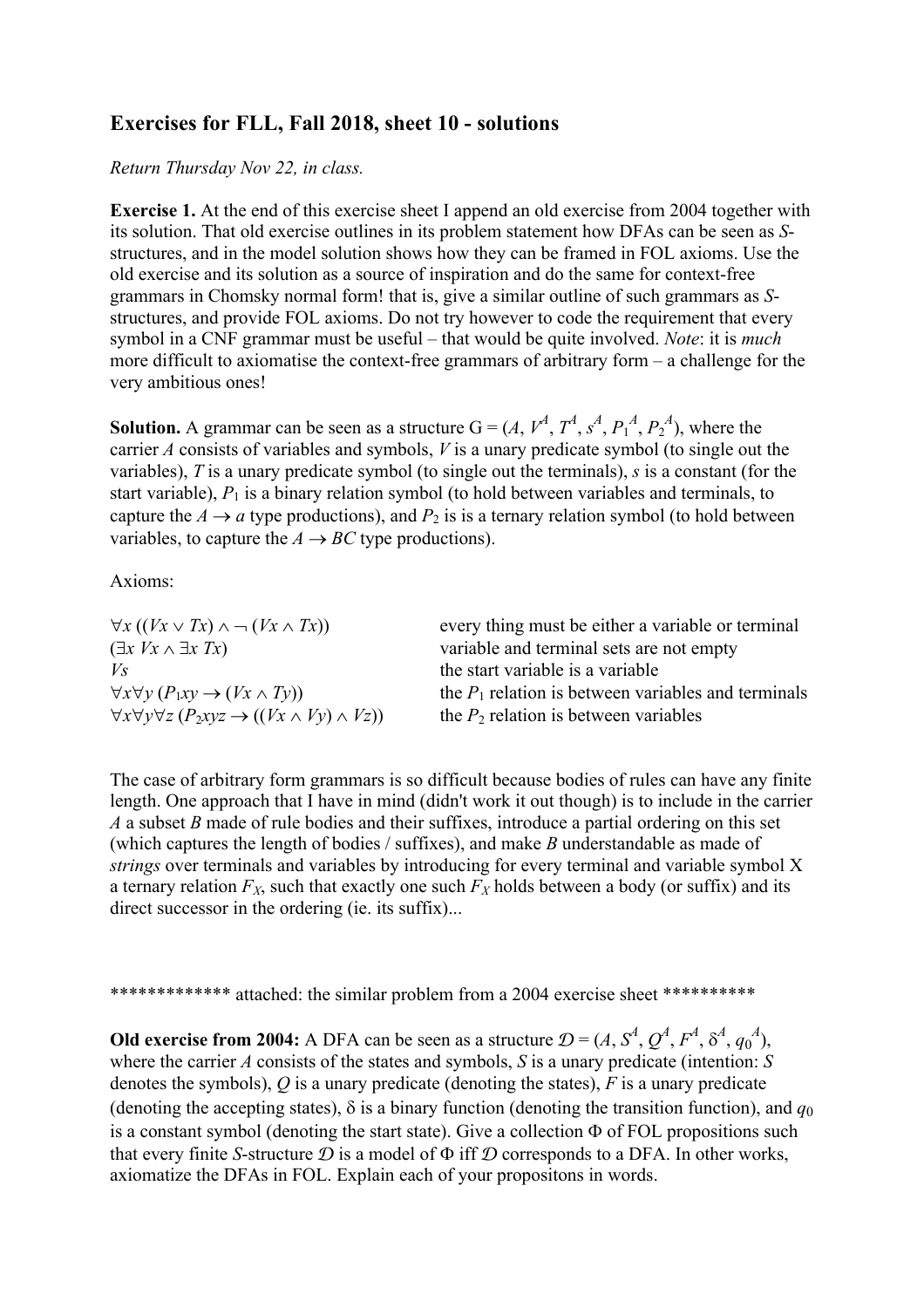## Exercises for FLL, Fall 2018, sheet 10 - solutions

*Return Thursday Nov 22, in class.*

**Exercise 1.** At the end of this exercise sheet I append an old exercise from 2004 together with its solution. That old exercise outlines in its problem statement how DFAs can be seen as *S*-structures, and in the model solution shows how they can be framed in FOL axioms. Use the old exercise and its solution as a source of inspiration and do the same for context-free grammars in Chomsky normal form! that is, give a similar outline of such grammars as *S*-structures, and provide FOL axioms. Do not try however to code the requirement that every symbol in a CNF grammar must be useful – that would be quite involved. *Note*: it is *much* more difficult to axiomatise the context-free grammars of arbitrary form – a challenge for the very ambitious ones!

**Solution.** A grammar can be seen as a structure G = ($A$, $V^A$, $T^A$, $s^A$, $P_1^A$, $P_2^A$), where the carrier $A$ consists of variables and symbols, $V$ is a unary predicate symbol (to single out the variables), $T$ is a unary predicate symbol (to single out the terminals), $s$ is a constant (for the start variable), $P_1$ is a binary relation symbol (to hold between variables and terminals, to capture the $A \to a$ type productions), and $P_2$ is a ternary relation symbol (to hold between variables, to capture the $A \to BC$ type productions).

Axioms:

| | |
|---|---|
| $\forall x\, ((Vx \vee Tx) \wedge \neg\, (Vx \wedge Tx))$ | every thing must be either a variable or terminal |
| $(\exists x\, Vx \wedge \exists x\, Tx)$ | variable and terminal sets are not empty |
| $Vs$ | the start variable is a variable |
| $\forall x \forall y\, (P_1xy \to (Vx \wedge Ty))$ | the $P_1$ relation is between variables and terminals |
| $\forall x \forall y \forall z\, (P_2xyz \to ((Vx \wedge Vy) \wedge Vz))$ | the $P_2$ relation is between variables |

The case of arbitrary form grammars is so difficult because bodies of rules can have any finite length. One approach that I have in mind (didn't work it out though) is to include in the carrier $A$ a subset $B$ made of rule bodies and their suffixes, introduce a partial ordering on this set (which captures the length of bodies / suffixes), and make $B$ understandable as made of *strings* over terminals and variables by introducing for every terminal and variable symbol X a ternary relation $F_X$, such that exactly one such $F_X$ holds between a body (or suffix) and its direct successor in the ordering (ie. its suffix)...

************* attached: the similar problem from a 2004 exercise sheet **********

**Old exercise from 2004:** A DFA can be seen as a structure $\mathcal{D} = (A, S^A, Q^A, F^A, \delta^A, q_0^A)$, where the carrier $A$ consists of the states and symbols, $S$ is a unary predicate (intention: $S$ denotes the symbols), $Q$ is a unary predicate (denoting the states), $F$ is a unary predicate (denoting the accepting states), $\delta$ is a binary function (denoting the transition function), and $q_0$ is a constant symbol (denoting the start state). Give a collection $\Phi$ of FOL propositions such that every finite *S*-structure $\mathcal{D}$ is a model of $\Phi$ iff $\mathcal{D}$ corresponds to a DFA. In other works, axiomatize the DFAs in FOL. Explain each of your propositons in words.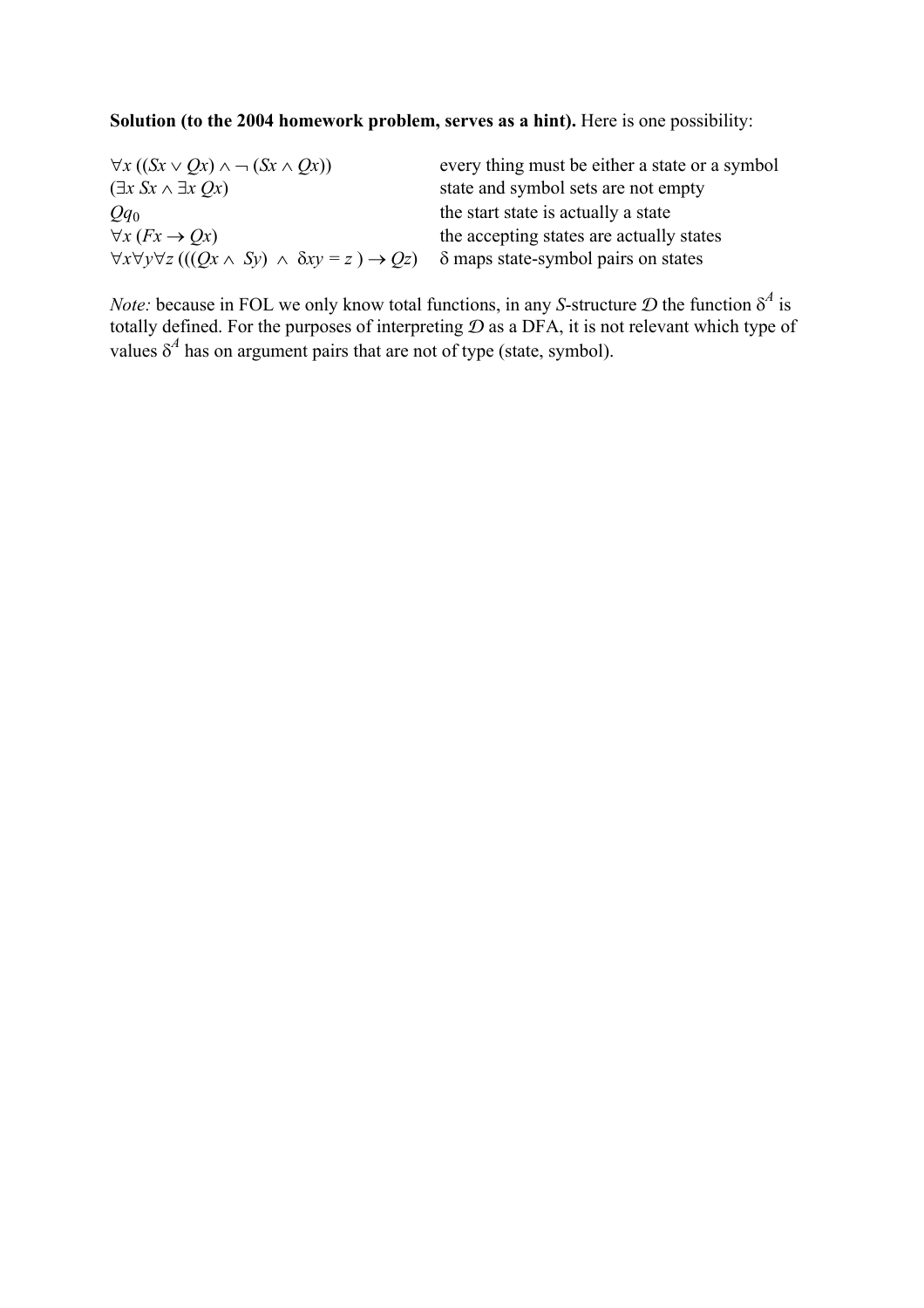**Solution (to the 2004 homework problem, serves as a hint).** Here is one possibility:

| | |
|---|---|
| $\forall x\, ((Sx \vee Qx) \wedge \neg\, (Sx \wedge Qx))$ | every thing must be either a state or a symbol |
| $(\exists x\, Sx \wedge \exists x\, Qx)$ | state and symbol sets are not empty |
| $Qq_0$ | the start state is actually a state |
| $\forall x\, (Fx \rightarrow Qx)$ | the accepting states are actually states |
| $\forall x \forall y \forall z\, (((Qx \wedge Sy) \wedge \delta xy = z) \rightarrow Qz)$ | $\delta$ maps state-symbol pairs on states |

*Note:* because in FOL we only know total functions, in any $S$-structure $\mathcal{D}$ the function $\delta^A$ is totally defined. For the purposes of interpreting $\mathcal{D}$ as a DFA, it is not relevant which type of values $\delta^A$ has on argument pairs that are not of type (state, symbol).